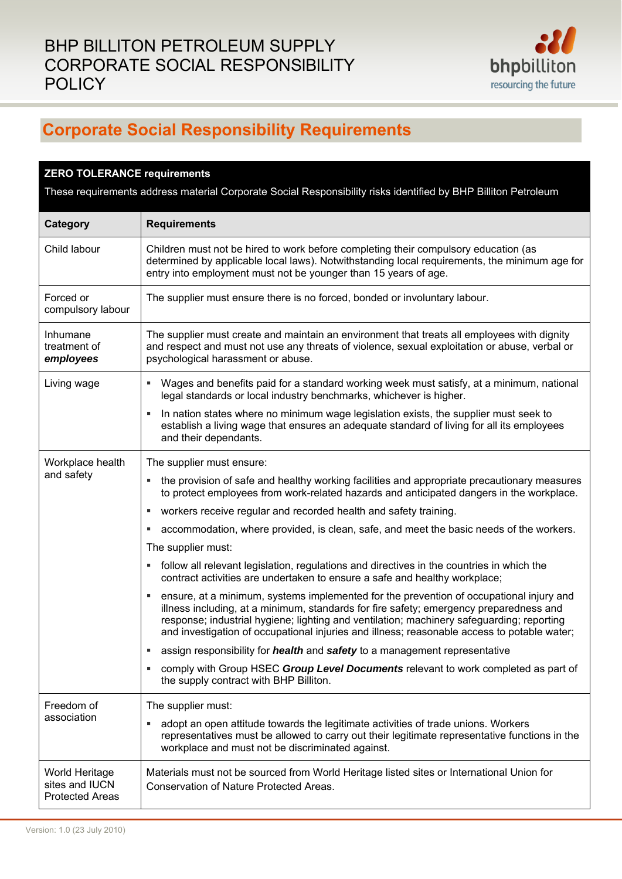# BHP BILLITON PETROLEUM SUPPLY CORPORATE SOCIAL RESPONSIBILITY POLICY

## Corporate Social Responsibility Requirements

**ZERO TOLERANCE requirements**

These requirements address material Corporate Social Responsibility risks identified by BHP Billiton Petroleum

| Category | Requirements |
|---|---|
| Child labour | Children must not be hired to work before completing their compulsory education (as determined by applicable local laws). Notwithstanding local requirements, the minimum age for entry into employment must not be younger than 15 years of age. |
| Forced or compulsory labour | The supplier must ensure there is no forced, bonded or involuntary labour. |
| Inhumane treatment of ***employees*** | The supplier must create and maintain an environment that treats all employees with dignity and respect and must not use any threats of violence, sexual exploitation or abuse, verbal or psychological harassment or abuse. |
| Living wage | ▪ Wages and benefits paid for a standard working week must satisfy, at a minimum, national legal standards or local industry benchmarks, whichever is higher.<br>▪ In nation states where no minimum wage legislation exists, the supplier must seek to establish a living wage that ensures an adequate standard of living for all its employees and their dependants. |
| Workplace health and safety | The supplier must ensure:<br>▪ the provision of safe and healthy working facilities and appropriate precautionary measures to protect employees from work-related hazards and anticipated dangers in the workplace.<br>▪ workers receive regular and recorded health and safety training.<br>▪ accommodation, where provided, is clean, safe, and meet the basic needs of the workers.<br>The supplier must:<br>▪ follow all relevant legislation, regulations and directives in the countries in which the contract activities are undertaken to ensure a safe and healthy workplace;<br>▪ ensure, at a minimum, systems implemented for the prevention of occupational injury and illness including, at a minimum, standards for fire safety; emergency preparedness and response; industrial hygiene; lighting and ventilation; machinery safeguarding; reporting and investigation of occupational injuries and illness; reasonable access to potable water;<br>▪ assign responsibility for ***health*** and ***safety*** to a management representative<br>▪ comply with Group HSEC ***Group Level Documents*** relevant to work completed as part of the supply contract with BHP Billiton. |
| Freedom of association | The supplier must:<br>▪ adopt an open attitude towards the legitimate activities of trade unions. Workers representatives must be allowed to carry out their legitimate representative functions in the workplace and must not be discriminated against. |
| World Heritage sites and IUCN Protected Areas | Materials must not be sourced from World Heritage listed sites or International Union for Conservation of Nature Protected Areas. |

Version: 1.0 (23 July 2010)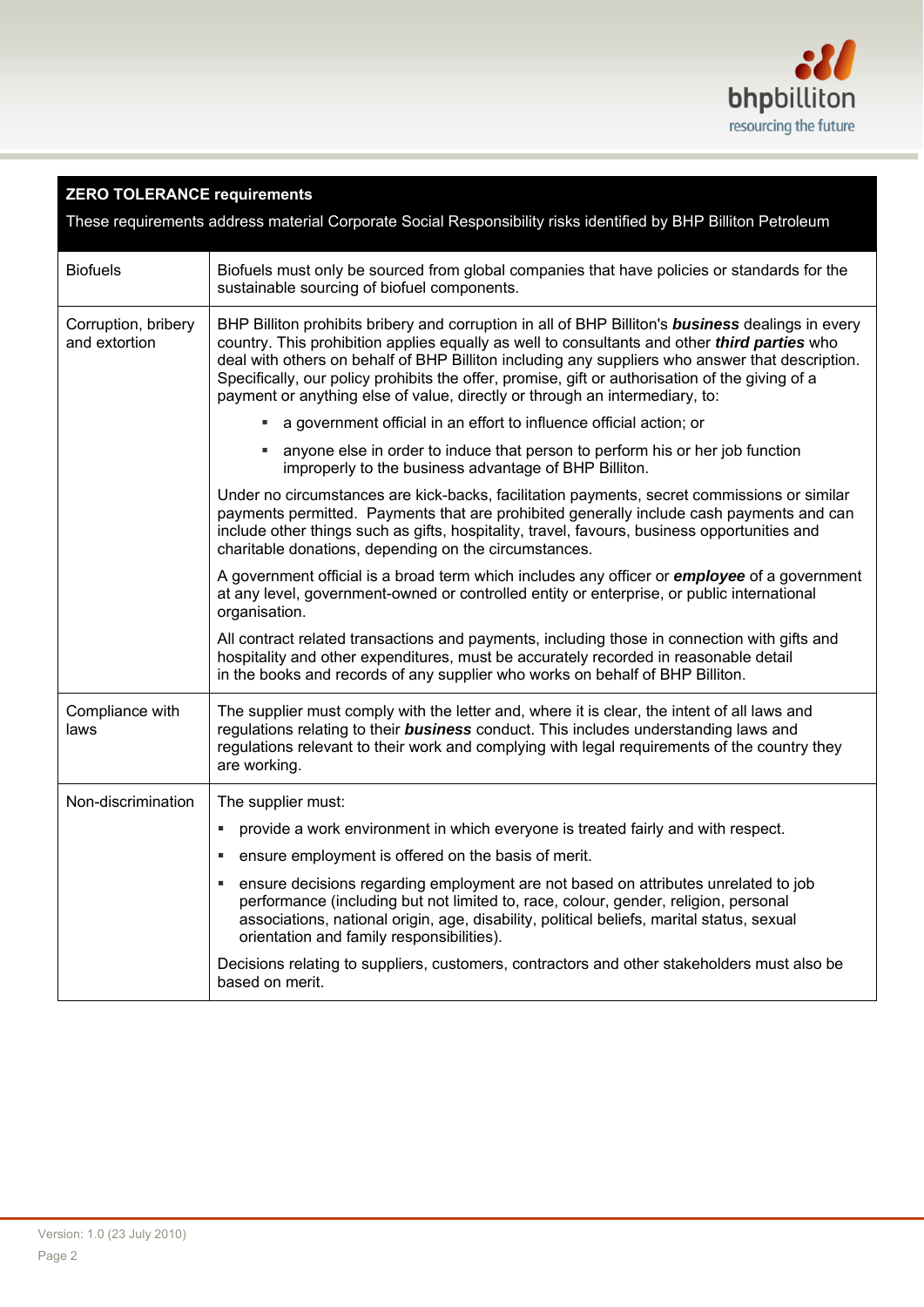| **ZERO TOLERANCE requirements**<br>These requirements address material Corporate Social Responsibility risks identified by BHP Billiton Petroleum | |
|---|---|
| Biofuels | Biofuels must only be sourced from global companies that have policies or standards for the sustainable sourcing of biofuel components. |
| Corruption, bribery and extortion | BHP Billiton prohibits bribery and corruption in all of BHP Billiton's ***business*** dealings in every country. This prohibition applies equally as well to consultants and other ***third parties*** who deal with others on behalf of BHP Billiton including any suppliers who answer that description. Specifically, our policy prohibits the offer, promise, gift or authorisation of the giving of a payment or anything else of value, directly or through an intermediary, to:<br>▪ a government official in an effort to influence official action; or<br>▪ anyone else in order to induce that person to perform his or her job function improperly to the business advantage of BHP Billiton.<br>Under no circumstances are kick-backs, facilitation payments, secret commissions or similar payments permitted. Payments that are prohibited generally include cash payments and can include other things such as gifts, hospitality, travel, favours, business opportunities and charitable donations, depending on the circumstances.<br>A government official is a broad term which includes any officer or ***employee*** of a government at any level, government-owned or controlled entity or enterprise, or public international organisation.<br>All contract related transactions and payments, including those in connection with gifts and hospitality and other expenditures, must be accurately recorded in reasonable detail in the books and records of any supplier who works on behalf of BHP Billiton. |
| Compliance with laws | The supplier must comply with the letter and, where it is clear, the intent of all laws and regulations relating to their ***business*** conduct. This includes understanding laws and regulations relevant to their work and complying with legal requirements of the country they are working. |
| Non-discrimination | The supplier must:<br>▪ provide a work environment in which everyone is treated fairly and with respect.<br>▪ ensure employment is offered on the basis of merit.<br>▪ ensure decisions regarding employment are not based on attributes unrelated to job performance (including but not limited to, race, colour, gender, religion, personal associations, national origin, age, disability, political beliefs, marital status, sexual orientation and family responsibilities).<br>Decisions relating to suppliers, customers, contractors and other stakeholders must also be based on merit. |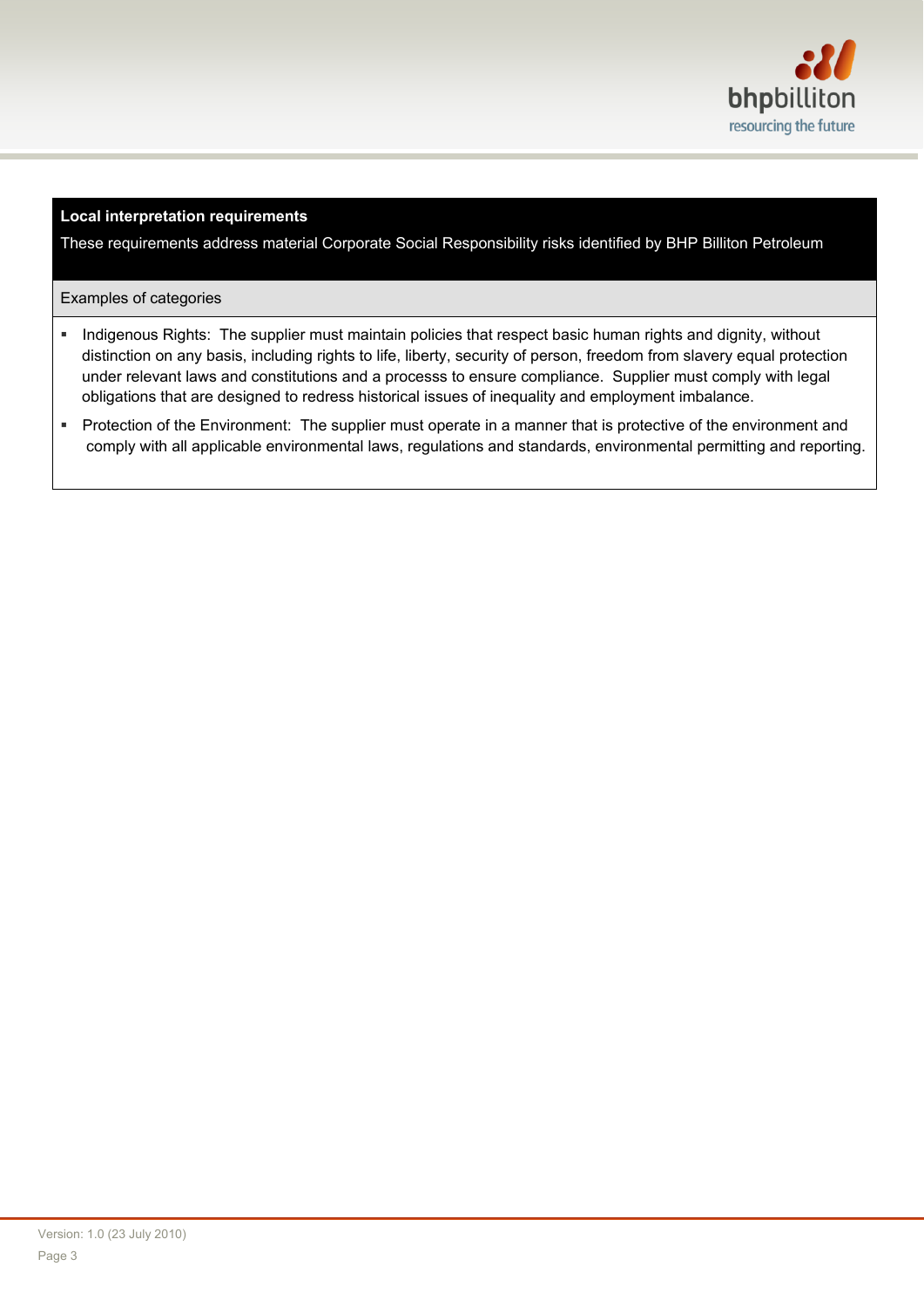**Local interpretation requirements**

These requirements address material Corporate Social Responsibility risks identified by BHP Billiton Petroleum

Examples of categories

- Indigenous Rights: The supplier must maintain policies that respect basic human rights and dignity, without distinction on any basis, including rights to life, liberty, security of person, freedom from slavery equal protection under relevant laws and constitutions and a processs to ensure compliance. Supplier must comply with legal obligations that are designed to redress historical issues of inequality and employment imbalance.
- Protection of the Environment: The supplier must operate in a manner that is protective of the environment and comply with all applicable environmental laws, regulations and standards, environmental permitting and reporting.

Version: 1.0 (23 July 2010)